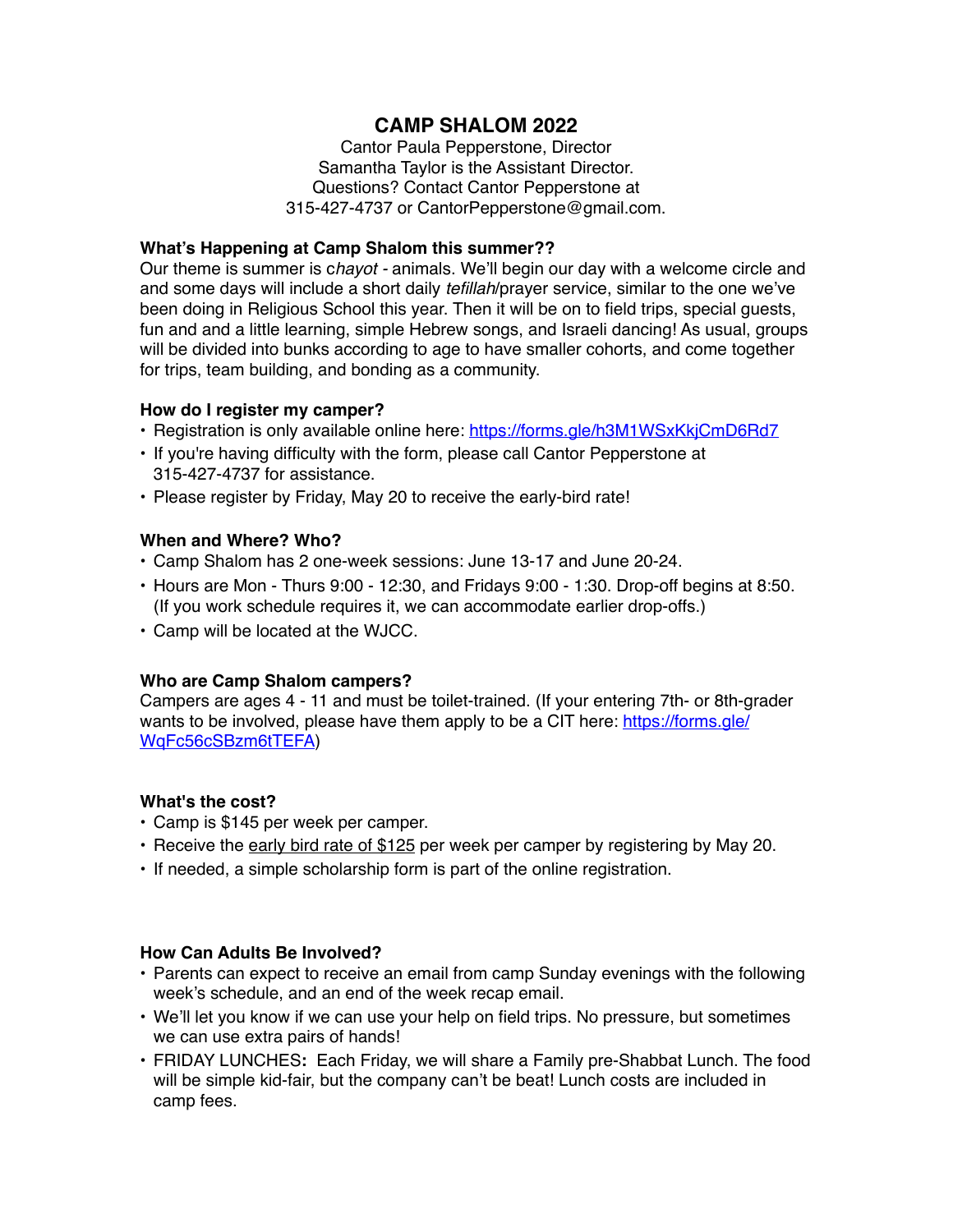# CAMP SHALOM 2022

Cantor Paula Pepperstone, Director
Samantha Taylor is the Assistant Director.
Questions? Contact Cantor Pepperstone at
315-427-4737 or CantorPepperstone@gmail.com.

**What's Happening at Camp Shalom this summer??**

Our theme is summer is c*hayot* - animals. We'll begin our day with a welcome circle and and some days will include a short daily *tefillah*/prayer service, similar to the one we've been doing in Religious School this year. Then it will be on to field trips, special guests, fun and and a little learning, simple Hebrew songs, and Israeli dancing! As usual, groups will be divided into bunks according to age to have smaller cohorts, and come together for trips, team building, and bonding as a community.

**How do I register my camper?**

- Registration is only available online here: [https://forms.gle/h3M1WSxKkjCmD6Rd7](https://forms.gle/h3M1WSxKkjCmD6Rd7)
- If you're having difficulty with the form, please call Cantor Pepperstone at 315-427-4737 for assistance.
- Please register by Friday, May 20 to receive the early-bird rate!

**When and Where? Who?**

- Camp Shalom has 2 one-week sessions: June 13-17 and June 20-24.
- Hours are Mon - Thurs 9:00 - 12:30, and Fridays 9:00 - 1:30. Drop-off begins at 8:50. (If you work schedule requires it, we can accommodate earlier drop-offs.)
- Camp will be located at the WJCC.

**Who are Camp Shalom campers?**

Campers are ages 4 - 11 and must be toilet-trained. (If your entering 7th- or 8th-grader wants to be involved, please have them apply to be a CIT here: [https://forms.gle/WqFc56cSBzm6tTEFA](https://forms.gle/WqFc56cSBzm6tTEFA))

**What's the cost?**

- Camp is $145 per week per camper.
- Receive the early bird rate of $125 per week per camper by registering by May 20.
- If needed, a simple scholarship form is part of the online registration.

**How Can Adults Be Involved?**

- Parents can expect to receive an email from camp Sunday evenings with the following week's schedule, and an end of the week recap email.
- We'll let you know if we can use your help on field trips. No pressure, but sometimes we can use extra pairs of hands!
- FRIDAY LUNCHES**:** Each Friday, we will share a Family pre-Shabbat Lunch. The food will be simple kid-fair, but the company can't be beat! Lunch costs are included in camp fees.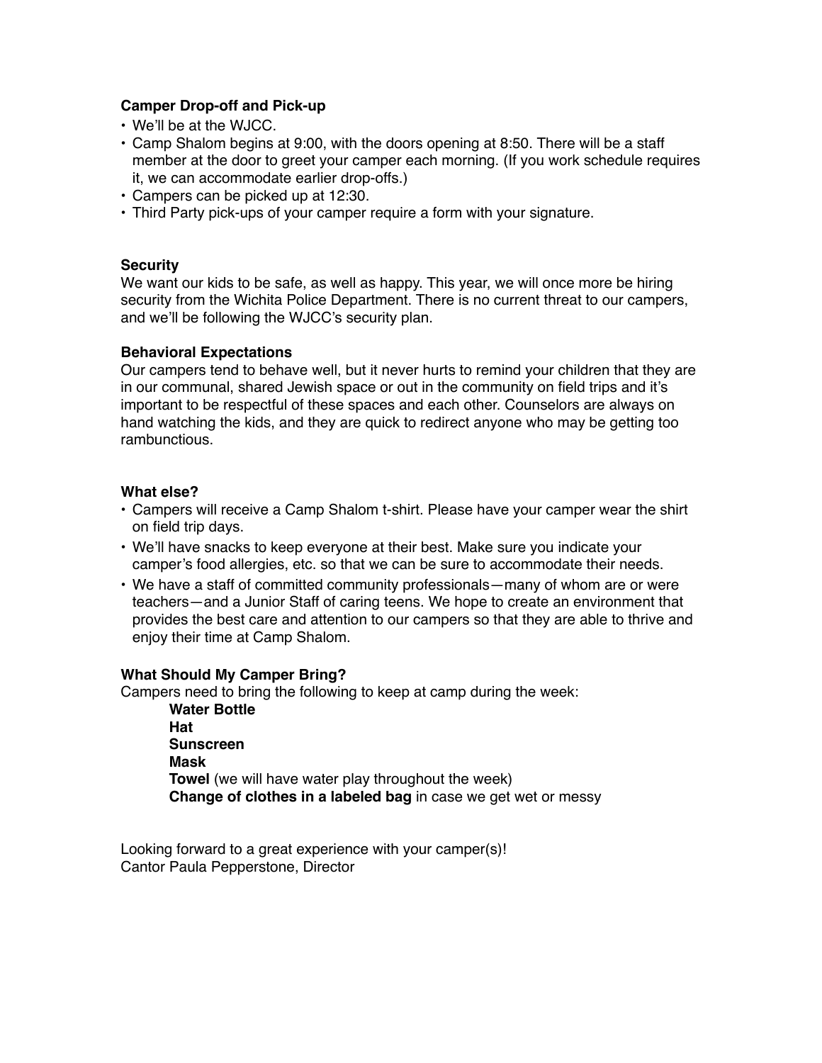**Camper Drop-off and Pick-up**

- We'll be at the WJCC.
- Camp Shalom begins at 9:00, with the doors opening at 8:50. There will be a staff member at the door to greet your camper each morning. (If you work schedule requires it, we can accommodate earlier drop-offs.)
- Campers can be picked up at 12:30.
- Third Party pick-ups of your camper require a form with your signature.

**Security**

We want our kids to be safe, as well as happy. This year, we will once more be hiring security from the Wichita Police Department. There is no current threat to our campers, and we'll be following the WJCC's security plan.

**Behavioral Expectations**

Our campers tend to behave well, but it never hurts to remind your children that they are in our communal, shared Jewish space or out in the community on field trips and it's important to be respectful of these spaces and each other. Counselors are always on hand watching the kids, and they are quick to redirect anyone who may be getting too rambunctious.

**What else?**

- Campers will receive a Camp Shalom t-shirt. Please have your camper wear the shirt on field trip days.
- We'll have snacks to keep everyone at their best. Make sure you indicate your camper's food allergies, etc. so that we can be sure to accommodate their needs.
- We have a staff of committed community professionals—many of whom are or were teachers—and a Junior Staff of caring teens. We hope to create an environment that provides the best care and attention to our campers so that they are able to thrive and enjoy their time at Camp Shalom.

**What Should My Camper Bring?**

Campers need to bring the following to keep at camp during the week:

**Water Bottle**
**Hat**
**Sunscreen**
**Mask**
**Towel** (we will have water play throughout the week)
**Change of clothes in a labeled bag** in case we get wet or messy

Looking forward to a great experience with your camper(s)!
Cantor Paula Pepperstone, Director